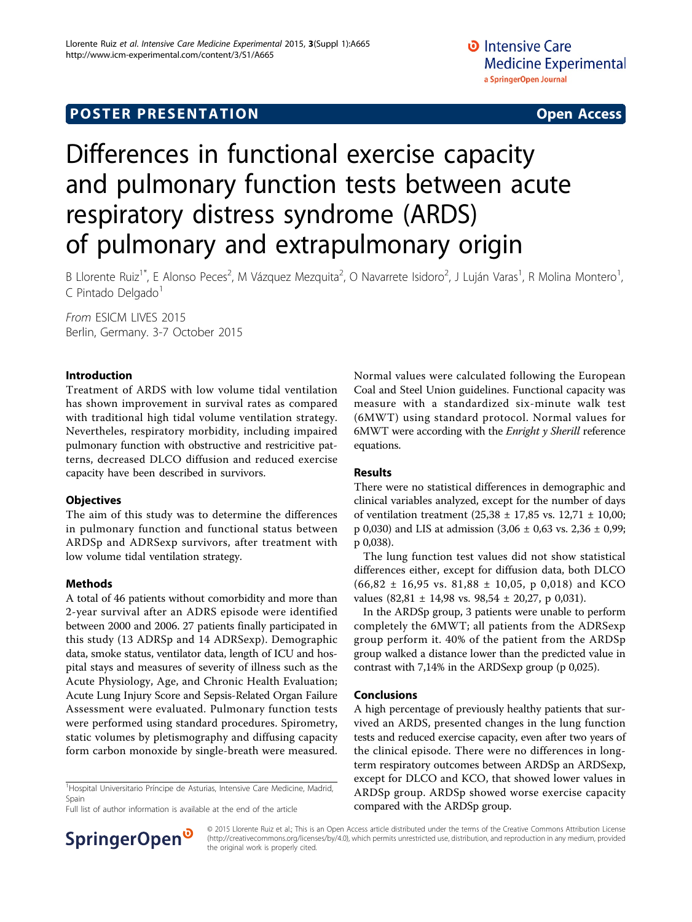POSTER PRESENTATION Open Access

# Differences in functional exercise capacity and pulmonary function tests between acute respiratory distress syndrome (ARDS) of pulmonary and extrapulmonary origin

B Llorente Ruiz[1*], E Alonso Peces[2], M Vázquez Mezquita[2], O Navarrete Isidoro[2], J Luján Varas[1], R Molina Montero[1], C Pintado Delgado[1]

*From* ESICM LIVES 2015
Berlin, Germany. 3-7 October 2015

### Introduction

Treatment of ARDS with low volume tidal ventilation has shown improvement in survival rates as compared with traditional high tidal volume ventilation strategy. Nevertheles, respiratory morbidity, including impaired pulmonary function with obstructive and restricitive patterns, decreased DLCO diffusion and reduced exercise capacity have been described in survivors.

### Objectives

The aim of this study was to determine the differences in pulmonary function and functional status between ARDSp and ADRSexp survivors, after treatment with low volume tidal ventilation strategy.

### Methods

A total of 46 patients without comorbidity and more than 2-year survival after an ADRS episode were identified between 2000 and 2006. 27 patients finally participated in this study (13 ADRSp and 14 ADRSexp). Demographic data, smoke status, ventilator data, length of ICU and hospital stays and measures of severity of illness such as the Acute Physiology, Age, and Chronic Health Evaluation; Acute Lung Injury Score and Sepsis-Related Organ Failure Assessment were evaluated. Pulmonary function tests were performed using standard procedures. Spirometry, static volumes by pletismography and diffusing capacity form carbon monoxide by single-breath were measured. Normal values were calculated following the European Coal and Steel Union guidelines. Functional capacity was measure with a standardized six-minute walk test (6MWT) using standard protocol. Normal values for 6MWT were according with the *Enright y Sherill* reference equations.

### Results

There were no statistical differences in demographic and clinical variables analyzed, except for the number of days of ventilation treatment (25,38 ± 17,85 vs. 12,71 ± 10,00; p 0,030) and LIS at admission (3,06 ± 0,63 vs. 2,36 ± 0,99; p 0,038).

The lung function test values did not show statistical differences either, except for diffusion data, both DLCO (66,82 ± 16,95 vs. 81,88 ± 10,05, p 0,018) and KCO values (82,81 ± 14,98 vs. 98,54 ± 20,27, p 0,031).

In the ARDSp group, 3 patients were unable to perform completely the 6MWT; all patients from the ADRSexp group perform it. 40% of the patient from the ARDSp group walked a distance lower than the predicted value in contrast with 7,14% in the ARDSexp group (p 0,025).

### Conclusions

A high percentage of previously healthy patients that survived an ARDS, presented changes in the lung function tests and reduced exercise capacity, even after two years of the clinical episode. There were no differences in long-term respiratory outcomes between ARDSp an ARDSexp, except for DLCO and KCO, that showed lower values in ARDSp group. ARDSp showed worse exercise capacity compared with the ARDSp group.

[1]Hospital Universitario Príncipe de Asturias, Intensive Care Medicine, Madrid, Spain

Full list of author information is available at the end of the article

© 2015 Llorente Ruiz et al.; This is an Open Access article distributed under the terms of the Creative Commons Attribution License (http://creativecommons.org/licenses/by/4.0), which permits unrestricted use, distribution, and reproduction in any medium, provided the original work is properly cited.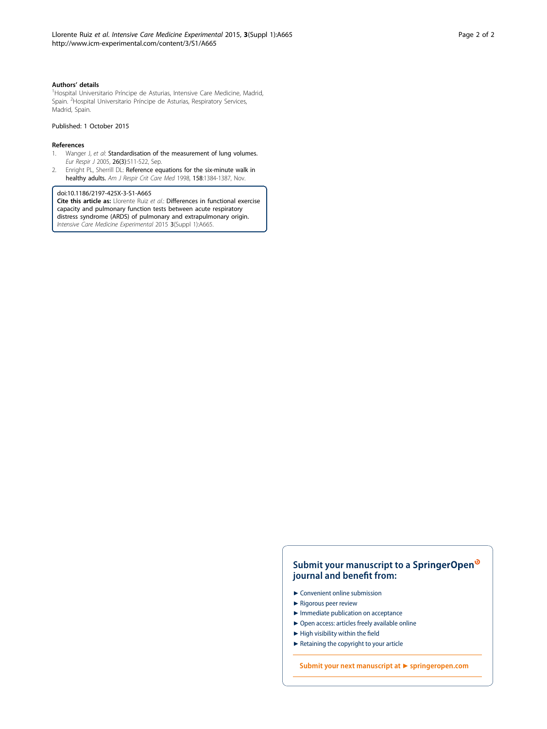### Authors' details

[1]Hospital Universitario Príncipe de Asturias, Intensive Care Medicine, Madrid, Spain. [2]Hospital Universitario Príncipe de Asturias, Respiratory Services, Madrid, Spain.

Published: 1 October 2015

### References

1. Wanger J, *et al*: **Standardisation of the measurement of lung volumes.** *Eur Respir J* 2005, **26(3)**:511-522, Sep.
2. Enright PL, Sherrill DL: **Reference equations for the six-minute walk in healthy adults.** *Am J Respir Crit Care Med* 1998, **158**:1384-1387, Nov.

doi:10.1186/2197-425X-3-S1-A665
**Cite this article as:** Llorente Ruiz *et al.*: Differences in functional exercise capacity and pulmonary function tests between acute respiratory distress syndrome (ARDS) of pulmonary and extrapulmonary origin. *Intensive Care Medicine Experimental* 2015 **3**(Suppl 1):A665.

**Submit your manuscript to a SpringerOpen journal and benefit from:**

- ► Convenient online submission
- ► Rigorous peer review
- ► Immediate publication on acceptance
- ► Open access: articles freely available online
- ► High visibility within the field
- ► Retaining the copyright to your article

**Submit your next manuscript at ► springeropen.com**